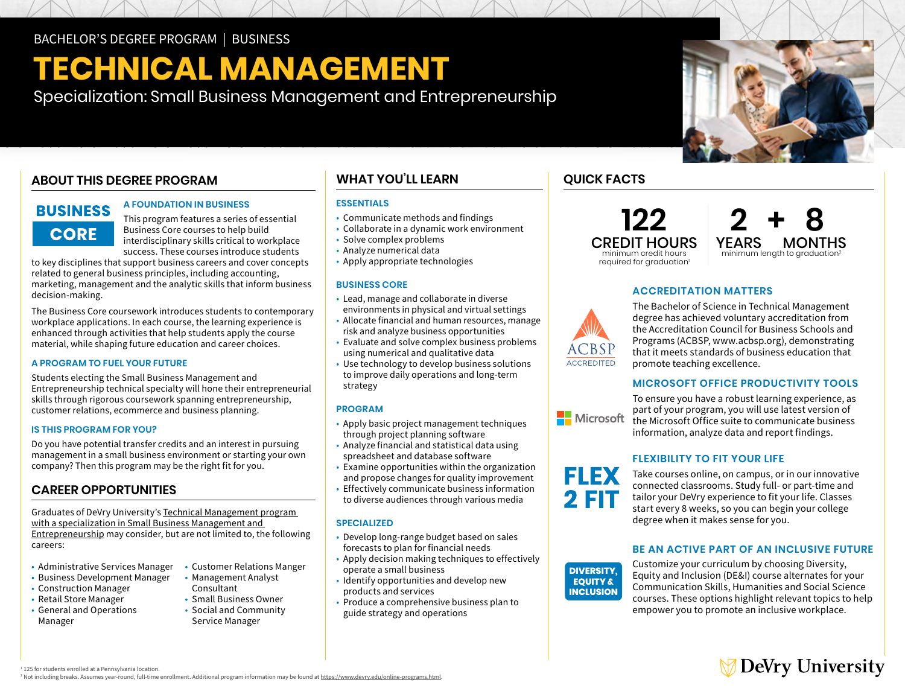BACHELOR'S DEGREE PROGRAM | BUSINESS

# TECHNICAL MANAGEMENT

Specialization: Small Business Management and Entrepreneurship

## ABOUT THIS DEGREE PROGRAM

**BUSINESS CORE**

### A FOUNDATION IN BUSINESS

This program features a series of essential Business Core courses to help build interdisciplinary skills critical to workplace success. These courses introduce students to key disciplines that support business careers and cover concepts related to general business principles, including accounting, marketing, management and the analytic skills that inform business decision-making.

The Business Core coursework introduces students to contemporary workplace applications. In each course, the learning experience is enhanced through activities that help students apply the course material, while shaping future education and career choices.

### A PROGRAM TO FUEL YOUR FUTURE

Students electing the Small Business Management and Entrepreneurship technical specialty will hone their entrepreneurial skills through rigorous coursework spanning entrepreneurship, customer relations, ecommerce and business planning.

### IS THIS PROGRAM FOR YOU?

Do you have potential transfer credits and an interest in pursuing management in a small business environment or starting your own company? Then this program may be the right fit for you.

## CAREER OPPORTUNITIES

Graduates of DeVry University's Technical Management program with a specialization in Small Business Management and Entrepreneurship may consider, but are not limited to, the following careers:

- Administrative Services Manager
- Business Development Manager
- Construction Manager
- Retail Store Manager
- General and Operations Manager
- Customer Relations Manger
- Management Analyst Consultant
- Small Business Owner
- Social and Community Service Manager

## WHAT YOU'LL LEARN

### ESSENTIALS

- Communicate methods and findings
- Collaborate in a dynamic work environment
- Solve complex problems
- Analyze numerical data
- Apply appropriate technologies

### BUSINESS CORE

- Lead, manage and collaborate in diverse environments in physical and virtual settings
- Allocate financial and human resources, manage risk and analyze business opportunities
- Evaluate and solve complex business problems using numerical and qualitative data
- Use technology to develop business solutions to improve daily operations and long-term strategy

### PROGRAM

- Apply basic project management techniques through project planning software
- Analyze financial and statistical data using spreadsheet and database software
- Examine opportunities within the organization and propose changes for quality improvement
- Effectively communicate business information to diverse audiences through various media

### SPECIALIZED

- Develop long-range budget based on sales forecasts to plan for financial needs
- Apply decision making techniques to effectively operate a small business
- Identify opportunities and develop new products and services
- Produce a comprehensive business plan to guide strategy and operations

## QUICK FACTS

**122 CREDIT HOURS** — minimum credit hours required for graduation[1]

**2 YEARS + 8 MONTHS** — minimum length to graduation[2]

### ACCREDITATION MATTERS

ACBSP ACCREDITED

The Bachelor of Science in Technical Management degree has achieved voluntary accreditation from the Accreditation Council for Business Schools and Programs (ACBSP, www.acbsp.org), demonstrating that it meets standards of business education that promote teaching excellence.

### MICROSOFT OFFICE PRODUCTIVITY TOOLS

To ensure you have a robust learning experience, as part of your program, you will use latest version of the Microsoft Office suite to communicate business information, analyze data and report findings.

### FLEXIBILITY TO FIT YOUR LIFE

**FLEX 2 FIT**

Take courses online, on campus, or in our innovative connected classrooms. Study full- or part-time and tailor your DeVry experience to fit your life. Classes start every 8 weeks, so you can begin your college degree when it makes sense for you.

### BE AN ACTIVE PART OF AN INCLUSIVE FUTURE

**DIVERSITY, EQUITY & INCLUSION**

Customize your curriculum by choosing Diversity, Equity and Inclusion (DE&I) course alternates for your Communication Skills, Humanities and Social Science courses. These options highlight relevant topics to help empower you to promote an inclusive workplace.

[1] 125 for students enrolled at a Pennsylvania location.
[2] Not including breaks. Assumes year-round, full-time enrollment. Additional program information may be found at https://www.devry.edu/online-programs.html.

DeVry University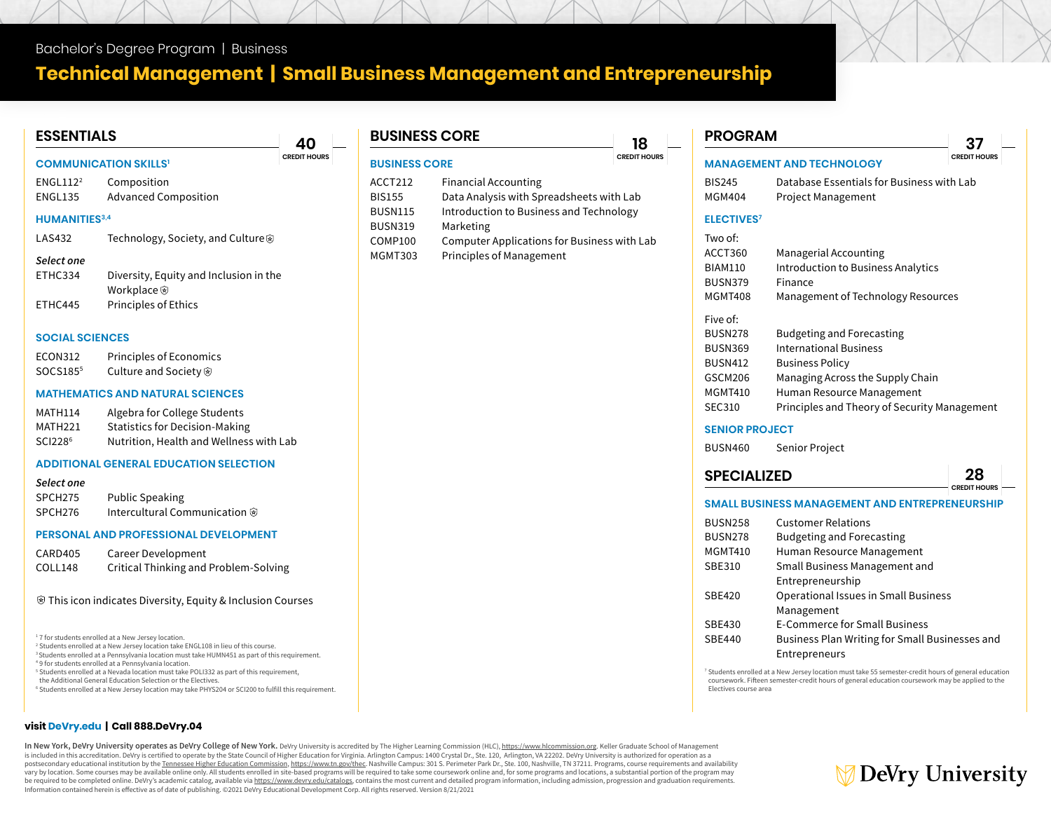Bachelor's Degree Program | Business

# Technical Management | Small Business Management and Entrepreneurship

## ESSENTIALS

40 CREDIT HOURS

### COMMUNICATION SKILLS[1]

| | |
|---|---|
| ENGL112[2] | Composition |
| ENGL135 | Advanced Composition |

### HUMANITIES[3,4]

| | |
|---|---|
| LAS432 | Technology, Society, and Culture ⛨ |

*Select one*

| | |
|---|---|
| ETHC334 | Diversity, Equity and Inclusion in the Workplace ⛨ |
| ETHC445 | Principles of Ethics |

### SOCIAL SCIENCES

| | |
|---|---|
| ECON312 | Principles of Economics |
| SOCS185[5] | Culture and Society ⛨ |

### MATHEMATICS AND NATURAL SCIENCES

| | |
|---|---|
| MATH114 | Algebra for College Students |
| MATH221 | Statistics for Decision-Making |
| SCI228[6] | Nutrition, Health and Wellness with Lab |

### ADDITIONAL GENERAL EDUCATION SELECTION

*Select one*

| | |
|---|---|
| SPCH275 | Public Speaking |
| SPCH276 | Intercultural Communication ⛨ |

### PERSONAL AND PROFESSIONAL DEVELOPMENT

| | |
|---|---|
| CARD405 | Career Development |
| COLL148 | Critical Thinking and Problem-Solving |

⛨ This icon indicates Diversity, Equity & Inclusion Courses

[1] 7 for students enrolled at a New Jersey location.
[2] Students enrolled at a New Jersey location take ENGL108 in lieu of this course.
[3] Students enrolled at a Pennsylvania location must take HUMN451 as part of this requirement.
[4] 9 for students enrolled at a Pennsylvania location.
[5] Students enrolled at a Nevada location must take POLI332 as part of this requirement, the Additional General Education Selection or the Electives.
[6] Students enrolled at a New Jersey location may take PHYS204 or SCI200 to fulfill this requirement.

## BUSINESS CORE

18 CREDIT HOURS

### BUSINESS CORE

| | |
|---|---|
| ACCT212 | Financial Accounting |
| BIS155 | Data Analysis with Spreadsheets with Lab |
| BUSN115 | Introduction to Business and Technology |
| BUSN319 | Marketing |
| COMP100 | Computer Applications for Business with Lab |
| MGMT303 | Principles of Management |

## PROGRAM

37 CREDIT HOURS

### MANAGEMENT AND TECHNOLOGY

| | |
|---|---|
| BIS245 | Database Essentials for Business with Lab |
| MGM404 | Project Management |

### ELECTIVES[7]

Two of:

| | |
|---|---|
| ACCT360 | Managerial Accounting |
| BIAM110 | Introduction to Business Analytics |
| BUSN379 | Finance |
| MGMT408 | Management of Technology Resources |

Five of:

| | |
|---|---|
| BUSN278 | Budgeting and Forecasting |
| BUSN369 | International Business |
| BUSN412 | Business Policy |
| GSCM206 | Managing Across the Supply Chain |
| MGMT410 | Human Resource Management |
| SEC310 | Principles and Theory of Security Management |

### SENIOR PROJECT

| | |
|---|---|
| BUSN460 | Senior Project |

## SPECIALIZED

28 CREDIT HOURS

### SMALL BUSINESS MANAGEMENT AND ENTREPRENEURSHIP

| | |
|---|---|
| BUSN258 | Customer Relations |
| BUSN278 | Budgeting and Forecasting |
| MGMT410 | Human Resource Management |
| SBE310 | Small Business Management and Entrepreneurship |
| SBE420 | Operational Issues in Small Business Management |
| SBE430 | E-Commerce for Small Business |
| SBE440 | Business Plan Writing for Small Businesses and Entrepreneurs |

[7] Students enrolled at a New Jersey location must take 55 semester-credit hours of general education coursework. Fifteen semester-credit hours of general education coursework may be applied to the Electives course area

**visit DeVry.edu | Call 888.DeVry.04**

**In New York, DeVry University operates as DeVry College of New York.** DeVry University is accredited by The Higher Learning Commission (HLC), https://www.hlcommission.org. Keller Graduate School of Management is included in this accreditation. DeVry is certified to operate by the State Council of Higher Education for Virginia. Arlington Campus: 1400 Crystal Dr., Ste. 120, Arlington, VA 22202. DeVry University is authorized for operation as a postsecondary educational institution by the Tennessee Higher Education Commission, https://www.tn.gov/thec. Nashville Campus: 301 S. Perimeter Park Dr., Ste. 100, Nashville, TN 37211. Programs, course requirements and availability vary by location. Some courses may be available online only. All students enrolled in site-based programs will be required to take some coursework online and, for some programs and locations, a substantial portion of the program may be required to be completed online. DeVry's academic catalog, available via https://www.devry.edu/catalogs, contains the most current and detailed program information, including admission, progression and graduation requirements. Information contained herein is effective as of date of publishing. ©2021 DeVry Educational Development Corp. All rights reserved. Version 8/21/2021

DeVry University